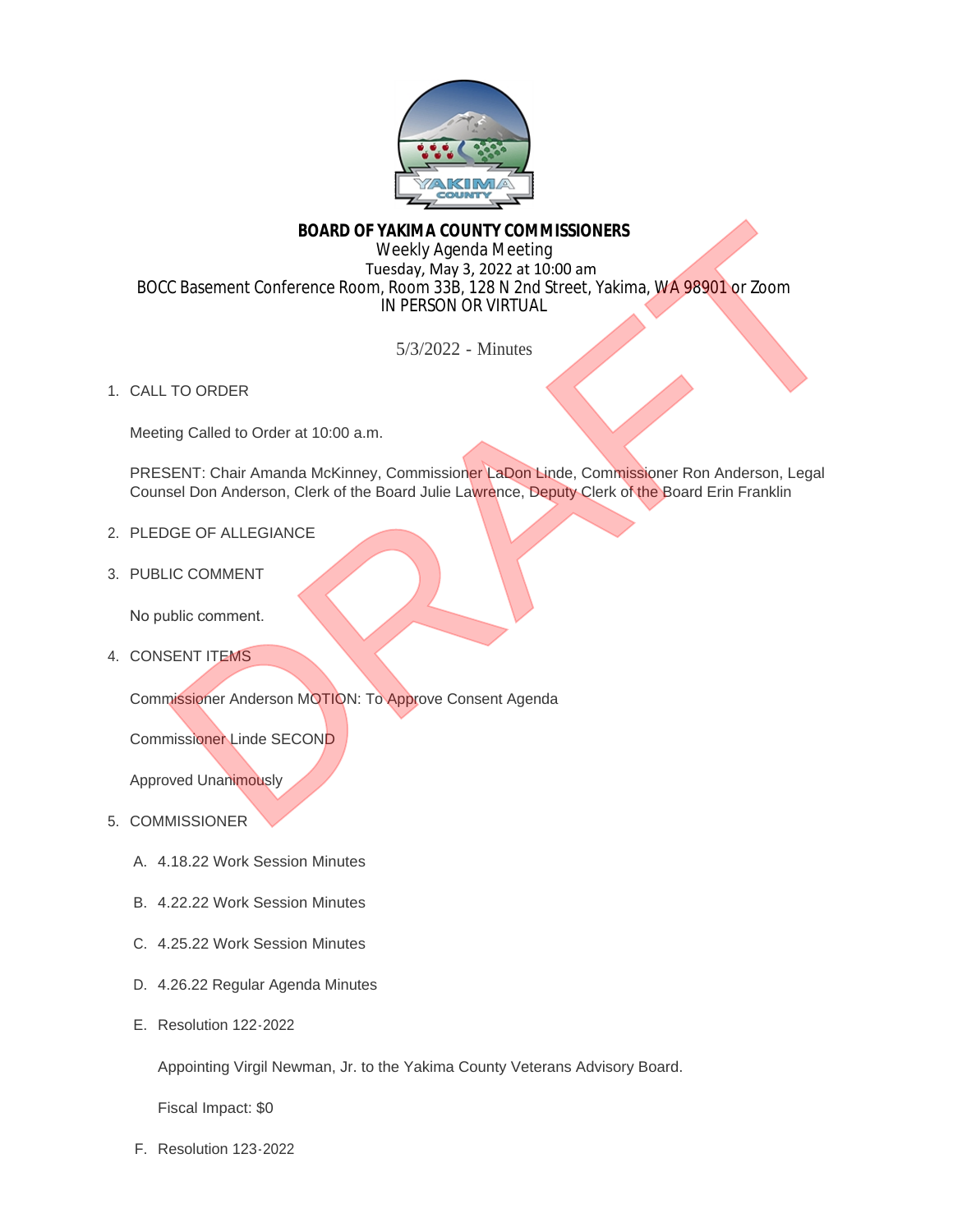**BOARD OF YAKIMA COUNTY COMMISSIONERS**
Weekly Agenda Meeting
Tuesday, May 3, 2022 at 10:00 am
BOCC Basement Conference Room, Room 33B, 128 N 2nd Street, Yakima, WA 98901 or Zoom
IN PERSON OR VIRTUAL

5/3/2022 - Minutes

1. CALL TO ORDER

   Meeting Called to Order at 10:00 a.m.

   PRESENT: Chair Amanda McKinney, Commissioner LaDon Linde, Commissioner Ron Anderson, Legal Counsel Don Anderson, Clerk of the Board Julie Lawrence, Deputy Clerk of the Board Erin Franklin

2. PLEDGE OF ALLEGIANCE

3. PUBLIC COMMENT

   No public comment.

4. CONSENT ITEMS

   Commissioner Anderson MOTION: To Approve Consent Agenda

   Commissioner Linde SECOND

   Approved Unanimously

5. COMMISSIONER

   A. 4.18.22 Work Session Minutes

   B. 4.22.22 Work Session Minutes

   C. 4.25.22 Work Session Minutes

   D. 4.26.22 Regular Agenda Minutes

   E. Resolution 122-2022

      Appointing Virgil Newman, Jr. to the Yakima County Veterans Advisory Board.

      Fiscal Impact: $0

   F. Resolution 123-2022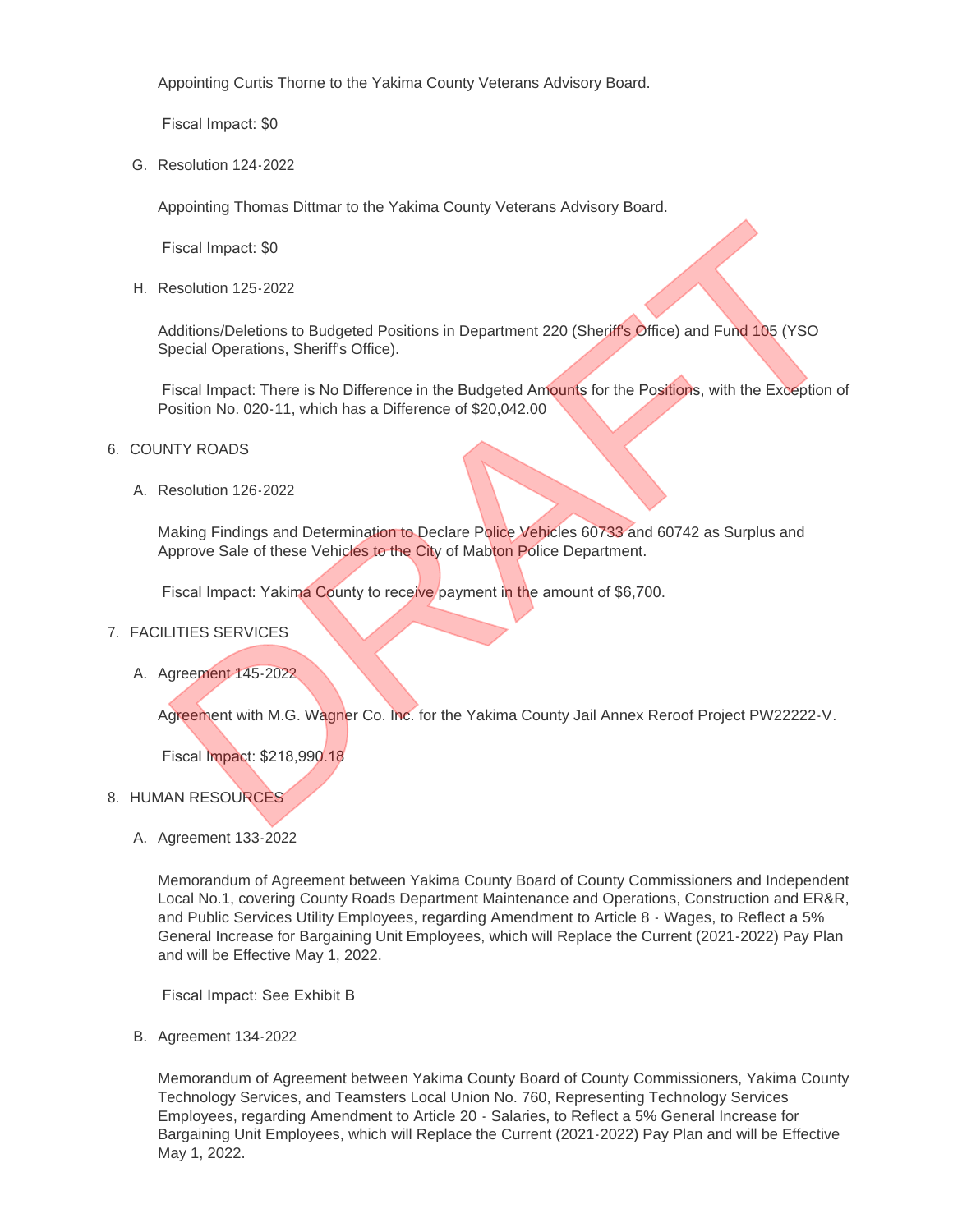Appointing Curtis Thorne to the Yakima County Veterans Advisory Board.

Fiscal Impact: $0

G. Resolution 124-2022

Appointing Thomas Dittmar to the Yakima County Veterans Advisory Board.

Fiscal Impact: $0

H. Resolution 125-2022

Additions/Deletions to Budgeted Positions in Department 220 (Sheriff's Office) and Fund 105 (YSO Special Operations, Sheriff's Office).

Fiscal Impact: There is No Difference in the Budgeted Amounts for the Positions, with the Exception of Position No. 020-11, which has a Difference of $20,042.00

6. COUNTY ROADS

A. Resolution 126-2022

Making Findings and Determination to Declare Police Vehicles 60733 and 60742 as Surplus and Approve Sale of these Vehicles to the City of Mabton Police Department.

Fiscal Impact: Yakima County to receive payment in the amount of $6,700.

7. FACILITIES SERVICES

A. Agreement 145-2022

Agreement with M.G. Wagner Co. Inc. for the Yakima County Jail Annex Reroof Project PW22222-V.

Fiscal Impact: $218,990.18

8. HUMAN RESOURCES

A. Agreement 133-2022

Memorandum of Agreement between Yakima County Board of County Commissioners and Independent Local No.1, covering County Roads Department Maintenance and Operations, Construction and ER&R, and Public Services Utility Employees, regarding Amendment to Article 8 - Wages, to Reflect a 5% General Increase for Bargaining Unit Employees, which will Replace the Current (2021-2022) Pay Plan and will be Effective May 1, 2022.

Fiscal Impact: See Exhibit B

B. Agreement 134-2022

Memorandum of Agreement between Yakima County Board of County Commissioners, Yakima County Technology Services, and Teamsters Local Union No. 760, Representing Technology Services Employees, regarding Amendment to Article 20 - Salaries, to Reflect a 5% General Increase for Bargaining Unit Employees, which will Replace the Current (2021-2022) Pay Plan and will be Effective May 1, 2022.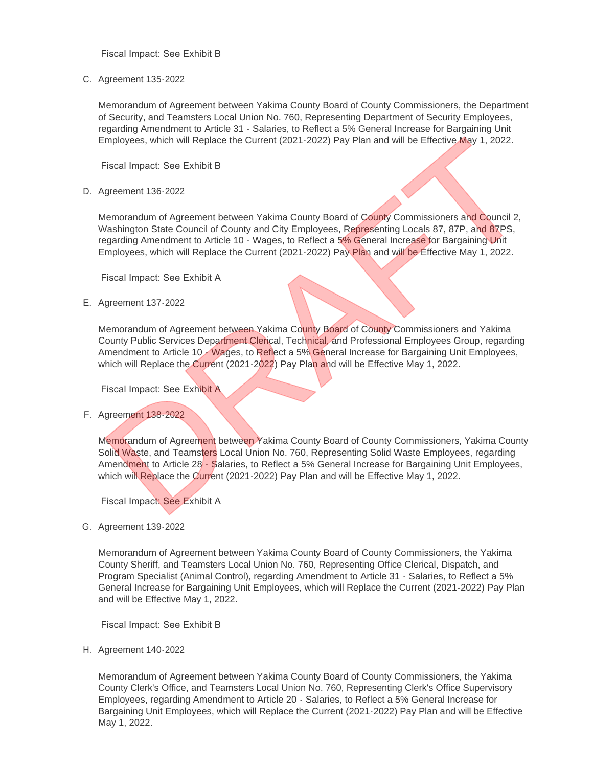Fiscal Impact: See Exhibit B

C. Agreement 135-2022

   Memorandum of Agreement between Yakima County Board of County Commissioners, the Department of Security, and Teamsters Local Union No. 760, Representing Department of Security Employees, regarding Amendment to Article 31 - Salaries, to Reflect a 5% General Increase for Bargaining Unit Employees, which will Replace the Current (2021-2022) Pay Plan and will be Effective May 1, 2022.

   Fiscal Impact: See Exhibit B

D. Agreement 136-2022

   Memorandum of Agreement between Yakima County Board of County Commissioners and Council 2, Washington State Council of County and City Employees, Representing Locals 87, 87P, and 87PS, regarding Amendment to Article 10 - Wages, to Reflect a 5% General Increase for Bargaining Unit Employees, which will Replace the Current (2021-2022) Pay Plan and will be Effective May 1, 2022.

   Fiscal Impact: See Exhibit A

E. Agreement 137-2022

   Memorandum of Agreement between Yakima County Board of County Commissioners and Yakima County Public Services Department Clerical, Technical, and Professional Employees Group, regarding Amendment to Article 10 - Wages, to Reflect a 5% General Increase for Bargaining Unit Employees, which will Replace the Current (2021-2022) Pay Plan and will be Effective May 1, 2022.

   Fiscal Impact: See Exhibit A

F. Agreement 138-2022

   Memorandum of Agreement between Yakima County Board of County Commissioners, Yakima County Solid Waste, and Teamsters Local Union No. 760, Representing Solid Waste Employees, regarding Amendment to Article 28 - Salaries, to Reflect a 5% General Increase for Bargaining Unit Employees, which will Replace the Current (2021-2022) Pay Plan and will be Effective May 1, 2022.

   Fiscal Impact: See Exhibit A

G. Agreement 139-2022

   Memorandum of Agreement between Yakima County Board of County Commissioners, the Yakima County Sheriff, and Teamsters Local Union No. 760, Representing Office Clerical, Dispatch, and Program Specialist (Animal Control), regarding Amendment to Article 31 - Salaries, to Reflect a 5% General Increase for Bargaining Unit Employees, which will Replace the Current (2021-2022) Pay Plan and will be Effective May 1, 2022.

   Fiscal Impact: See Exhibit B

H. Agreement 140-2022

   Memorandum of Agreement between Yakima County Board of County Commissioners, the Yakima County Clerk's Office, and Teamsters Local Union No. 760, Representing Clerk's Office Supervisory Employees, regarding Amendment to Article 20 - Salaries, to Reflect a 5% General Increase for Bargaining Unit Employees, which will Replace the Current (2021-2022) Pay Plan and will be Effective May 1, 2022.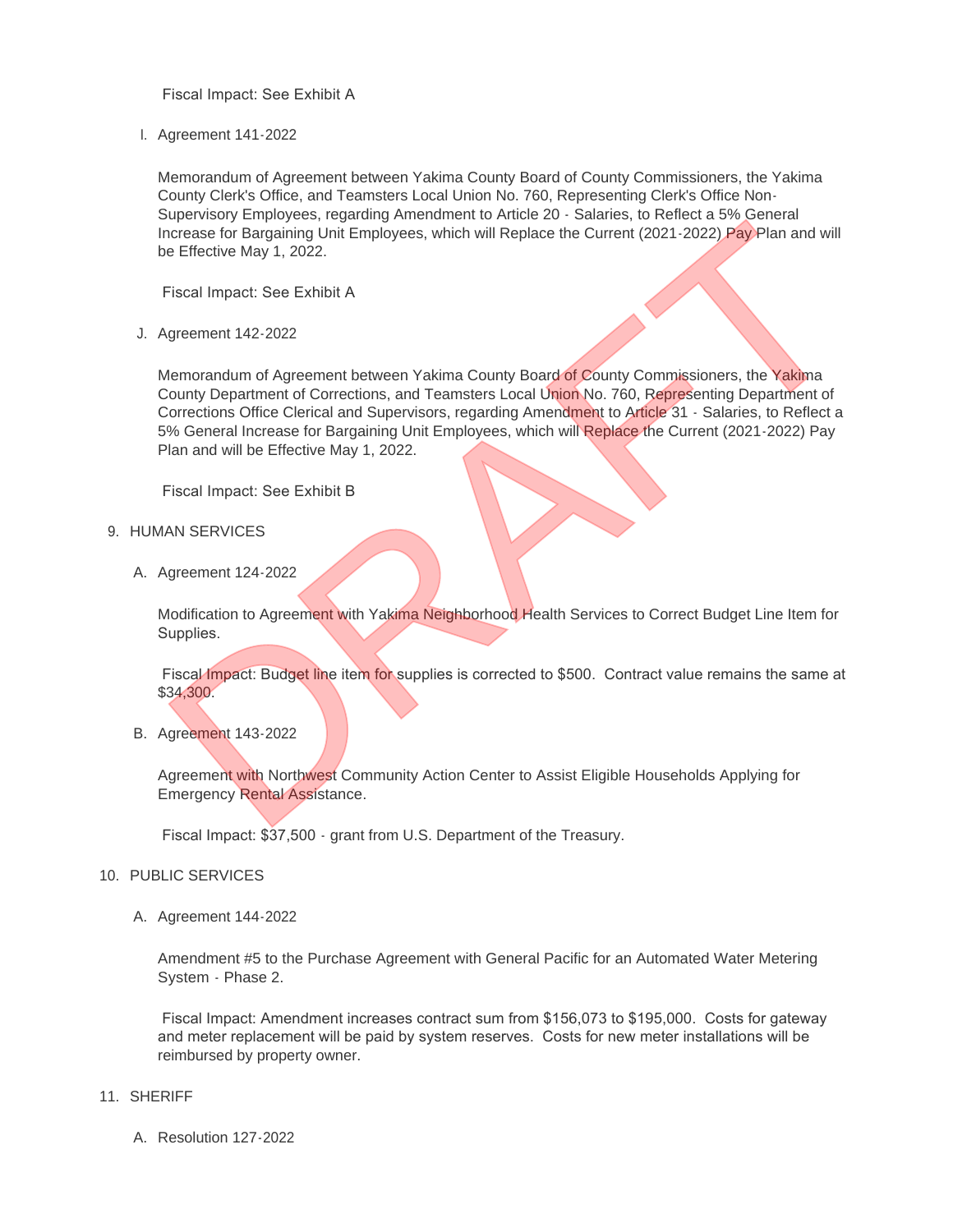Fiscal Impact: See Exhibit A

I. Agreement 141-2022

   Memorandum of Agreement between Yakima County Board of County Commissioners, the Yakima County Clerk's Office, and Teamsters Local Union No. 760, Representing Clerk's Office Non-Supervisory Employees, regarding Amendment to Article 20 - Salaries, to Reflect a 5% General Increase for Bargaining Unit Employees, which will Replace the Current (2021-2022) Pay Plan and will be Effective May 1, 2022.

   Fiscal Impact: See Exhibit A

J. Agreement 142-2022

   Memorandum of Agreement between Yakima County Board of County Commissioners, the Yakima County Department of Corrections, and Teamsters Local Union No. 760, Representing Department of Corrections Office Clerical and Supervisors, regarding Amendment to Article 31 - Salaries, to Reflect a 5% General Increase for Bargaining Unit Employees, which will Replace the Current (2021-2022) Pay Plan and will be Effective May 1, 2022.

   Fiscal Impact: See Exhibit B

9. HUMAN SERVICES

   A. Agreement 124-2022

      Modification to Agreement with Yakima Neighborhood Health Services to Correct Budget Line Item for Supplies.

      Fiscal Impact: Budget line item for supplies is corrected to $500. Contract value remains the same at $34,300.

   B. Agreement 143-2022

      Agreement with Northwest Community Action Center to Assist Eligible Households Applying for Emergency Rental Assistance.

      Fiscal Impact: $37,500 - grant from U.S. Department of the Treasury.

10. PUBLIC SERVICES

   A. Agreement 144-2022

      Amendment #5 to the Purchase Agreement with General Pacific for an Automated Water Metering System - Phase 2.

      Fiscal Impact: Amendment increases contract sum from $156,073 to $195,000. Costs for gateway and meter replacement will be paid by system reserves. Costs for new meter installations will be reimbursed by property owner.

11. SHERIFF

   A. Resolution 127-2022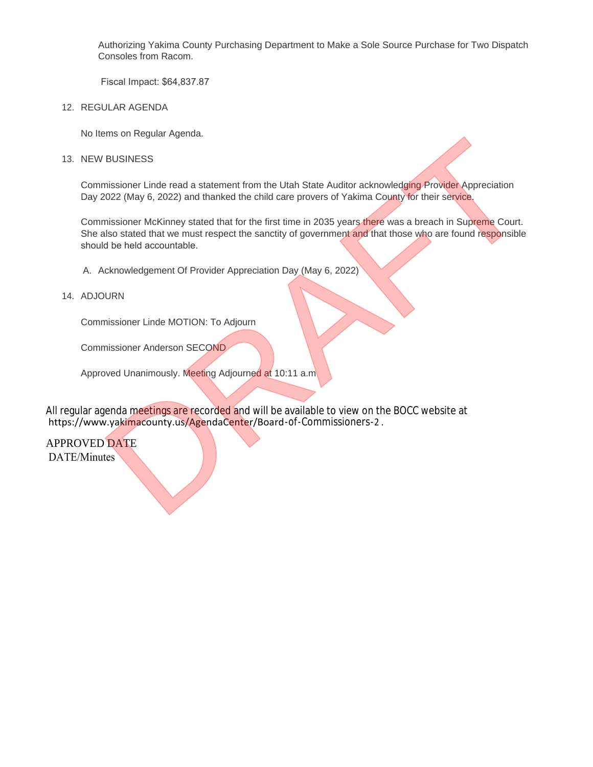Authorizing Yakima County Purchasing Department to Make a Sole Source Purchase for Two Dispatch Consoles from Racom.

Fiscal Impact: $64,837.87

12. REGULAR AGENDA

    No Items on Regular Agenda.

13. NEW BUSINESS

    Commissioner Linde read a statement from the Utah State Auditor acknowledging Provider Appreciation Day 2022 (May 6, 2022) and thanked the child care provers of Yakima County for their service.

    Commissioner McKinney stated that for the first time in 2035 years there was a breach in Supreme Court. She also stated that we must respect the sanctity of government and that those who are found responsible should be held accountable.

    A. Acknowledgement Of Provider Appreciation Day (May 6, 2022)

14. ADJOURN

    Commissioner Linde MOTION: To Adjourn

    Commissioner Anderson SECOND

    Approved Unanimously. Meeting Adjourned at 10:11 a.m

All regular agenda meetings are recorded and will be available to view on the BOCC website at https://www.yakimacounty.us/AgendaCenter/Board-of-Commissioners-2 .

APPROVED DATE
DATE/Minutes

DRAFT